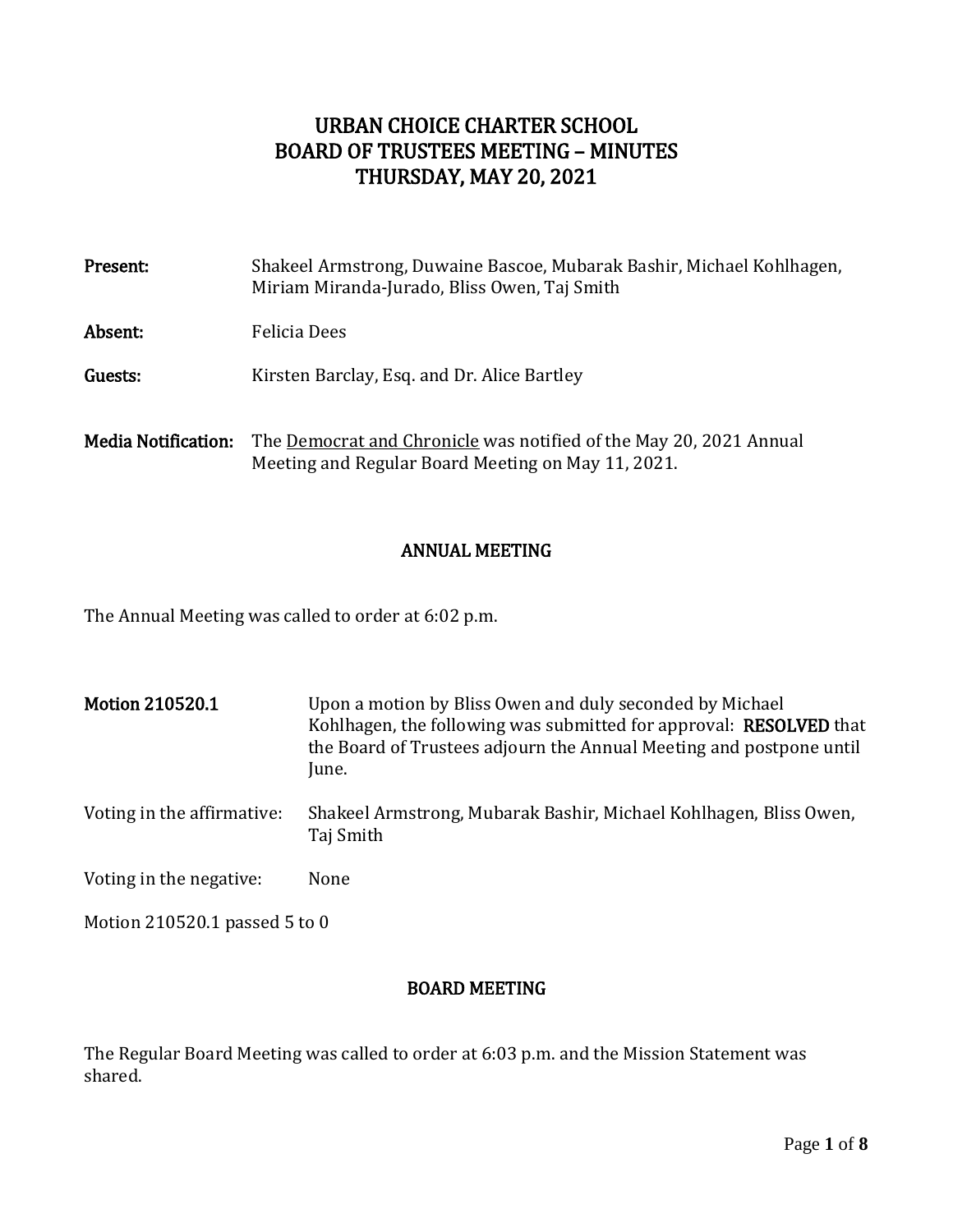# URBAN CHOICE CHARTER SCHOOL
# BOARD OF TRUSTEES MEETING – MINUTES
# THURSDAY, MAY 20, 2021

**Present:** Shakeel Armstrong, Duwaine Bascoe, Mubarak Bashir, Michael Kohlhagen, Miriam Miranda-Jurado, Bliss Owen, Taj Smith

**Absent:** Felicia Dees

**Guests:** Kirsten Barclay, Esq. and Dr. Alice Bartley

**Media Notification:** The Democrat and Chronicle was notified of the May 20, 2021 Annual Meeting and Regular Board Meeting on May 11, 2021.

## ANNUAL MEETING

The Annual Meeting was called to order at 6:02 p.m.

**Motion 210520.1** Upon a motion by Bliss Owen and duly seconded by Michael Kohlhagen, the following was submitted for approval: **RESOLVED** that the Board of Trustees adjourn the Annual Meeting and postpone until June.

Voting in the affirmative: Shakeel Armstrong, Mubarak Bashir, Michael Kohlhagen, Bliss Owen, Taj Smith

Voting in the negative: None

Motion 210520.1 passed 5 to 0

## BOARD MEETING

The Regular Board Meeting was called to order at 6:03 p.m. and the Mission Statement was shared.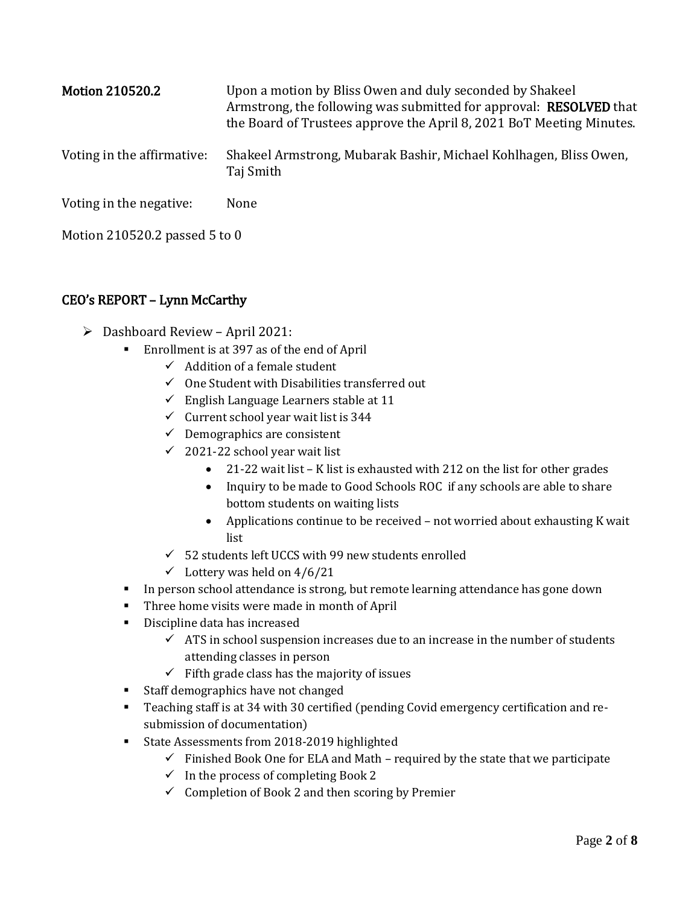**Motion 210520.2** Upon a motion by Bliss Owen and duly seconded by Shakeel Armstrong, the following was submitted for approval: **RESOLVED** that the Board of Trustees approve the April 8, 2021 BoT Meeting Minutes.

Voting in the affirmative: Shakeel Armstrong, Mubarak Bashir, Michael Kohlhagen, Bliss Owen, Taj Smith

Voting in the negative: None

Motion 210520.2 passed 5 to 0

## CEO's REPORT – Lynn McCarthy

- Dashboard Review – April 2021:
  - Enrollment is at 397 as of the end of April
    - ✓ Addition of a female student
    - ✓ One Student with Disabilities transferred out
    - ✓ English Language Learners stable at 11
    - ✓ Current school year wait list is 344
    - ✓ Demographics are consistent
    - ✓ 2021-22 school year wait list
      - 21-22 wait list – K list is exhausted with 212 on the list for other grades
      - Inquiry to be made to Good Schools ROC if any schools are able to share bottom students on waiting lists
      - Applications continue to be received – not worried about exhausting K wait list
    - ✓ 52 students left UCCS with 99 new students enrolled
    - ✓ Lottery was held on 4/6/21
  - In person school attendance is strong, but remote learning attendance has gone down
  - Three home visits were made in month of April
  - Discipline data has increased
    - ✓ ATS in school suspension increases due to an increase in the number of students attending classes in person
    - ✓ Fifth grade class has the majority of issues
  - Staff demographics have not changed
  - Teaching staff is at 34 with 30 certified (pending Covid emergency certification and re-submission of documentation)
  - State Assessments from 2018-2019 highlighted
    - ✓ Finished Book One for ELA and Math – required by the state that we participate
    - ✓ In the process of completing Book 2
    - ✓ Completion of Book 2 and then scoring by Premier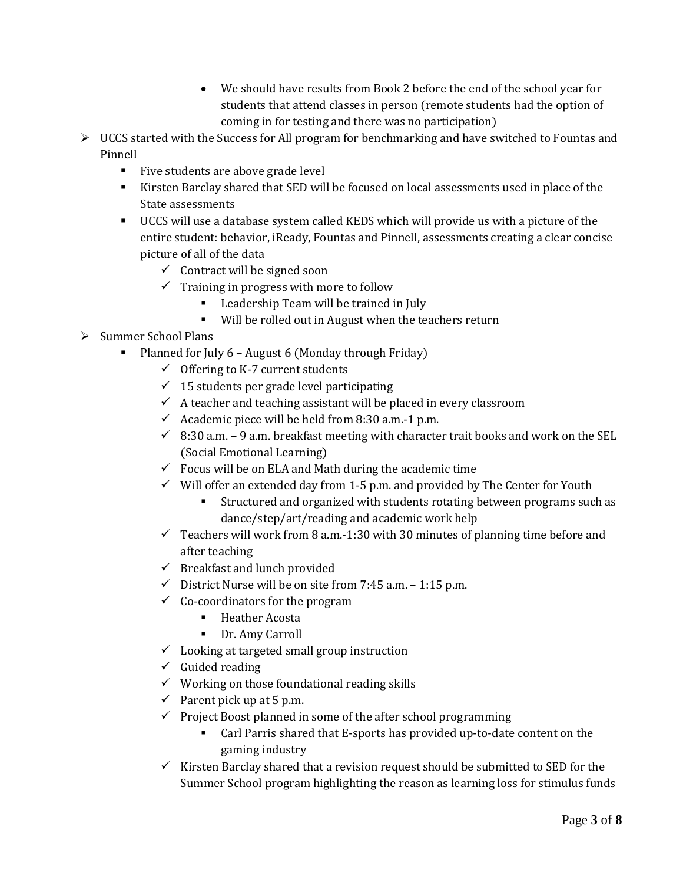- We should have results from Book 2 before the end of the school year for students that attend classes in person (remote students had the option of coming in for testing and there was no participation)

- UCCS started with the Success for All program for benchmarking and have switched to Fountas and Pinnell
    - Five students are above grade level
    - Kirsten Barclay shared that SED will be focused on local assessments used in place of the State assessments
    - UCCS will use a database system called KEDS which will provide us with a picture of the entire student: behavior, iReady, Fountas and Pinnell, assessments creating a clear concise picture of all of the data
        - ✓ Contract will be signed soon
        - ✓ Training in progress with more to follow
            - Leadership Team will be trained in July
            - Will be rolled out in August when the teachers return
- Summer School Plans
    - Planned for July 6 – August 6 (Monday through Friday)
        - ✓ Offering to K-7 current students
        - ✓ 15 students per grade level participating
        - ✓ A teacher and teaching assistant will be placed in every classroom
        - ✓ Academic piece will be held from 8:30 a.m.-1 p.m.
        - ✓ 8:30 a.m. – 9 a.m. breakfast meeting with character trait books and work on the SEL (Social Emotional Learning)
        - ✓ Focus will be on ELA and Math during the academic time
        - ✓ Will offer an extended day from 1-5 p.m. and provided by The Center for Youth
            - Structured and organized with students rotating between programs such as dance/step/art/reading and academic work help
        - ✓ Teachers will work from 8 a.m.-1:30 with 30 minutes of planning time before and after teaching
        - ✓ Breakfast and lunch provided
        - ✓ District Nurse will be on site from 7:45 a.m. – 1:15 p.m.
        - ✓ Co-coordinators for the program
            - Heather Acosta
            - Dr. Amy Carroll
        - ✓ Looking at targeted small group instruction
        - ✓ Guided reading
        - ✓ Working on those foundational reading skills
        - ✓ Parent pick up at 5 p.m.
        - ✓ Project Boost planned in some of the after school programming
            - Carl Parris shared that E-sports has provided up-to-date content on the gaming industry
        - ✓ Kirsten Barclay shared that a revision request should be submitted to SED for the Summer School program highlighting the reason as learning loss for stimulus funds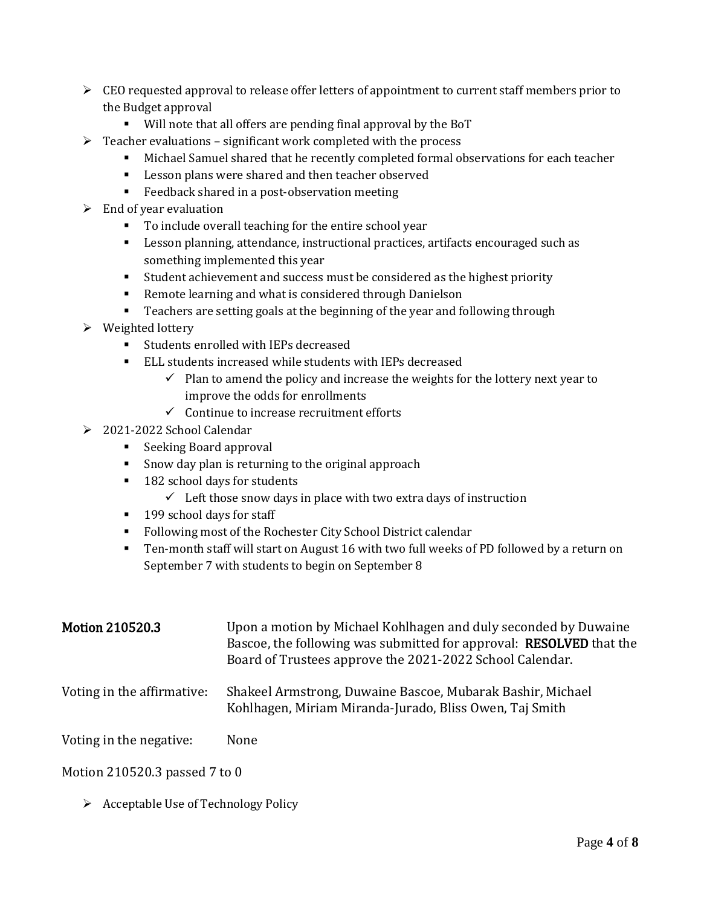- CEO requested approval to release offer letters of appointment to current staff members prior to the Budget approval
  - Will note that all offers are pending final approval by the BoT
- Teacher evaluations – significant work completed with the process
  - Michael Samuel shared that he recently completed formal observations for each teacher
  - Lesson plans were shared and then teacher observed
  - Feedback shared in a post-observation meeting
- End of year evaluation
  - To include overall teaching for the entire school year
  - Lesson planning, attendance, instructional practices, artifacts encouraged such as something implemented this year
  - Student achievement and success must be considered as the highest priority
  - Remote learning and what is considered through Danielson
  - Teachers are setting goals at the beginning of the year and following through
- Weighted lottery
  - Students enrolled with IEPs decreased
  - ELL students increased while students with IEPs decreased
    - ✓ Plan to amend the policy and increase the weights for the lottery next year to improve the odds for enrollments
    - ✓ Continue to increase recruitment efforts
- 2021-2022 School Calendar
  - Seeking Board approval
  - Snow day plan is returning to the original approach
  - 182 school days for students
    - ✓ Left those snow days in place with two extra days of instruction
  - 199 school days for staff
  - Following most of the Rochester City School District calendar
  - Ten-month staff will start on August 16 with two full weeks of PD followed by a return on September 7 with students to begin on September 8

**Motion 210520.3** Upon a motion by Michael Kohlhagen and duly seconded by Duwaine Bascoe, the following was submitted for approval: **RESOLVED** that the Board of Trustees approve the 2021-2022 School Calendar.

Voting in the affirmative: Shakeel Armstrong, Duwaine Bascoe, Mubarak Bashir, Michael Kohlhagen, Miriam Miranda-Jurado, Bliss Owen, Taj Smith

Voting in the negative: None

Motion 210520.3 passed 7 to 0

- Acceptable Use of Technology Policy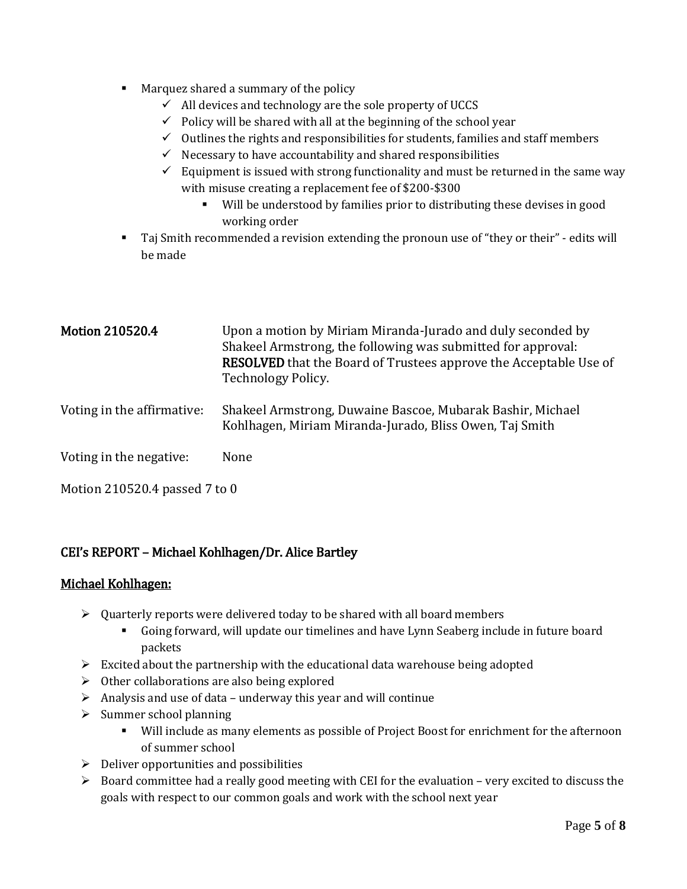- Marquez shared a summary of the policy
  - ✓ All devices and technology are the sole property of UCCS
  - ✓ Policy will be shared with all at the beginning of the school year
  - ✓ Outlines the rights and responsibilities for students, families and staff members
  - ✓ Necessary to have accountability and shared responsibilities
  - ✓ Equipment is issued with strong functionality and must be returned in the same way with misuse creating a replacement fee of $200-$300
    - Will be understood by families prior to distributing these devises in good working order
- Taj Smith recommended a revision extending the pronoun use of "they or their" - edits will be made

| | |
|---|---|
| **Motion 210520.4** | Upon a motion by Miriam Miranda-Jurado and duly seconded by Shakeel Armstrong, the following was submitted for approval: **RESOLVED** that the Board of Trustees approve the Acceptable Use of Technology Policy. |
| Voting in the affirmative: | Shakeel Armstrong, Duwaine Bascoe, Mubarak Bashir, Michael Kohlhagen, Miriam Miranda-Jurado, Bliss Owen, Taj Smith |
| Voting in the negative: | None |

Motion 210520.4 passed 7 to 0

## CEI's REPORT – Michael Kohlhagen/Dr. Alice Bartley

### Michael Kohlhagen:

- ➢ Quarterly reports were delivered today to be shared with all board members
  - Going forward, will update our timelines and have Lynn Seaberg include in future board packets
- ➢ Excited about the partnership with the educational data warehouse being adopted
- ➢ Other collaborations are also being explored
- ➢ Analysis and use of data – underway this year and will continue
- ➢ Summer school planning
  - Will include as many elements as possible of Project Boost for enrichment for the afternoon of summer school
- ➢ Deliver opportunities and possibilities
- ➢ Board committee had a really good meeting with CEI for the evaluation – very excited to discuss the goals with respect to our common goals and work with the school next year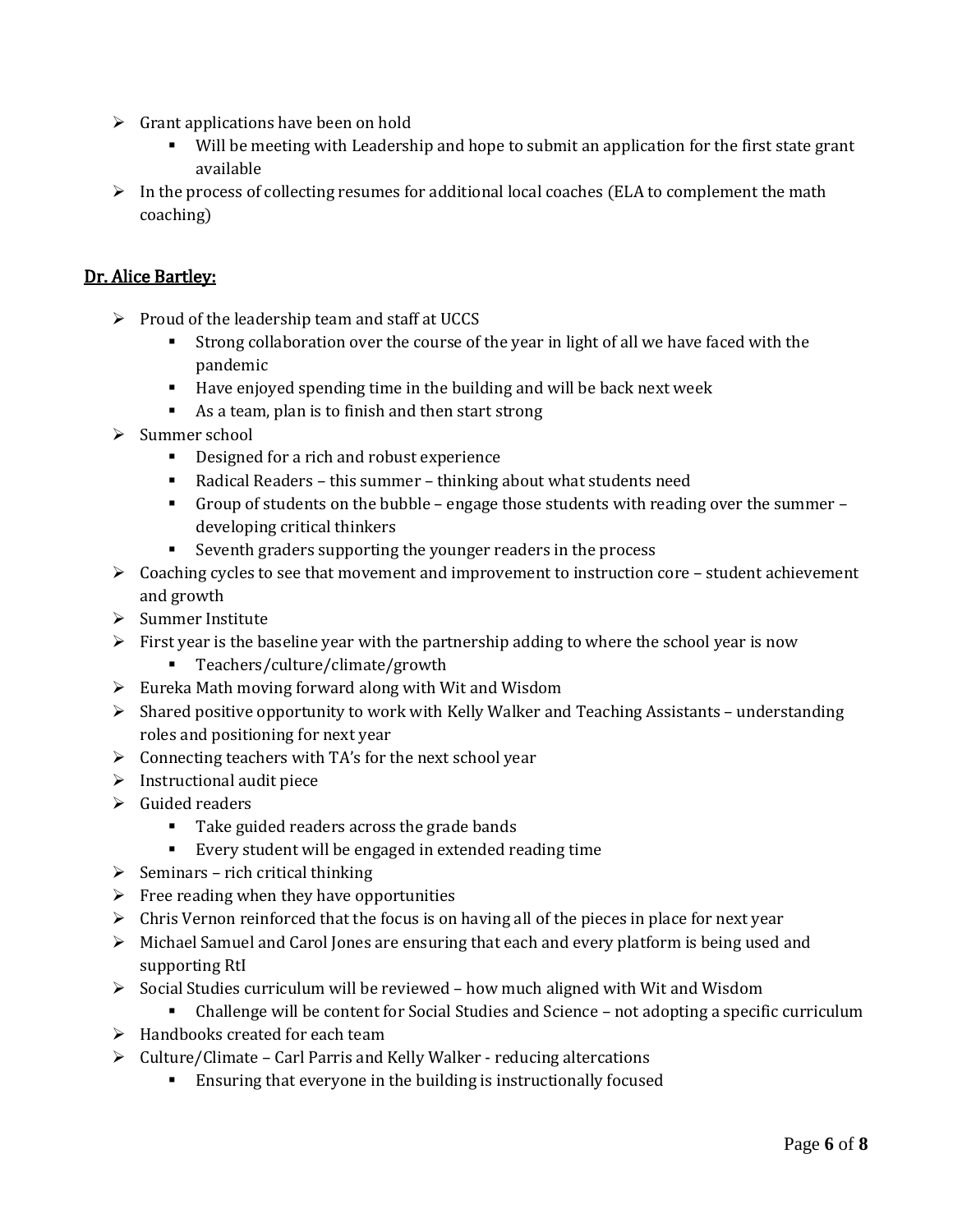- Grant applications have been on hold
  - Will be meeting with Leadership and hope to submit an application for the first state grant available
- In the process of collecting resumes for additional local coaches (ELA to complement the math coaching)

## Dr. Alice Bartley:

- Proud of the leadership team and staff at UCCS
  - Strong collaboration over the course of the year in light of all we have faced with the pandemic
  - Have enjoyed spending time in the building and will be back next week
  - As a team, plan is to finish and then start strong
- Summer school
  - Designed for a rich and robust experience
  - Radical Readers – this summer – thinking about what students need
  - Group of students on the bubble – engage those students with reading over the summer – developing critical thinkers
  - Seventh graders supporting the younger readers in the process
- Coaching cycles to see that movement and improvement to instruction core – student achievement and growth
- Summer Institute
- First year is the baseline year with the partnership adding to where the school year is now
  - Teachers/culture/climate/growth
- Eureka Math moving forward along with Wit and Wisdom
- Shared positive opportunity to work with Kelly Walker and Teaching Assistants – understanding roles and positioning for next year
- Connecting teachers with TA's for the next school year
- Instructional audit piece
- Guided readers
  - Take guided readers across the grade bands
  - Every student will be engaged in extended reading time
- Seminars – rich critical thinking
- Free reading when they have opportunities
- Chris Vernon reinforced that the focus is on having all of the pieces in place for next year
- Michael Samuel and Carol Jones are ensuring that each and every platform is being used and supporting RtI
- Social Studies curriculum will be reviewed – how much aligned with Wit and Wisdom
  - Challenge will be content for Social Studies and Science – not adopting a specific curriculum
- Handbooks created for each team
- Culture/Climate – Carl Parris and Kelly Walker - reducing altercations
  - Ensuring that everyone in the building is instructionally focused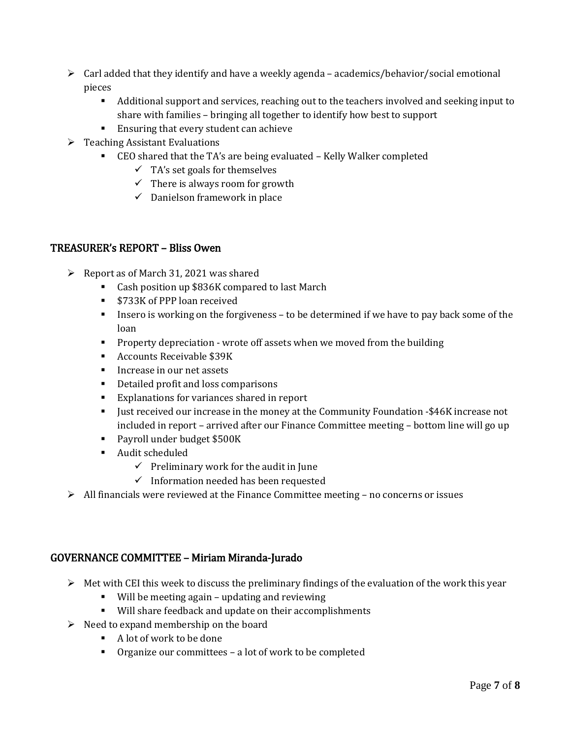- Carl added that they identify and have a weekly agenda – academics/behavior/social emotional pieces
  - Additional support and services, reaching out to the teachers involved and seeking input to share with families – bringing all together to identify how best to support
  - Ensuring that every student can achieve
- Teaching Assistant Evaluations
  - CEO shared that the TA's are being evaluated – Kelly Walker completed
    - ✓ TA's set goals for themselves
    - ✓ There is always room for growth
    - ✓ Danielson framework in place

## TREASURER's REPORT – Bliss Owen

- Report as of March 31, 2021 was shared
  - Cash position up $836K compared to last March
  - $733K of PPP loan received
  - Insero is working on the forgiveness – to be determined if we have to pay back some of the loan
  - Property depreciation - wrote off assets when we moved from the building
  - Accounts Receivable $39K
  - Increase in our net assets
  - Detailed profit and loss comparisons
  - Explanations for variances shared in report
  - Just received our increase in the money at the Community Foundation -$46K increase not included in report – arrived after our Finance Committee meeting – bottom line will go up
  - Payroll under budget $500K
  - Audit scheduled
    - ✓ Preliminary work for the audit in June
    - ✓ Information needed has been requested
- All financials were reviewed at the Finance Committee meeting – no concerns or issues

## GOVERNANCE COMMITTEE – Miriam Miranda-Jurado

- Met with CEI this week to discuss the preliminary findings of the evaluation of the work this year
  - Will be meeting again – updating and reviewing
  - Will share feedback and update on their accomplishments
- Need to expand membership on the board
  - A lot of work to be done
  - Organize our committees – a lot of work to be completed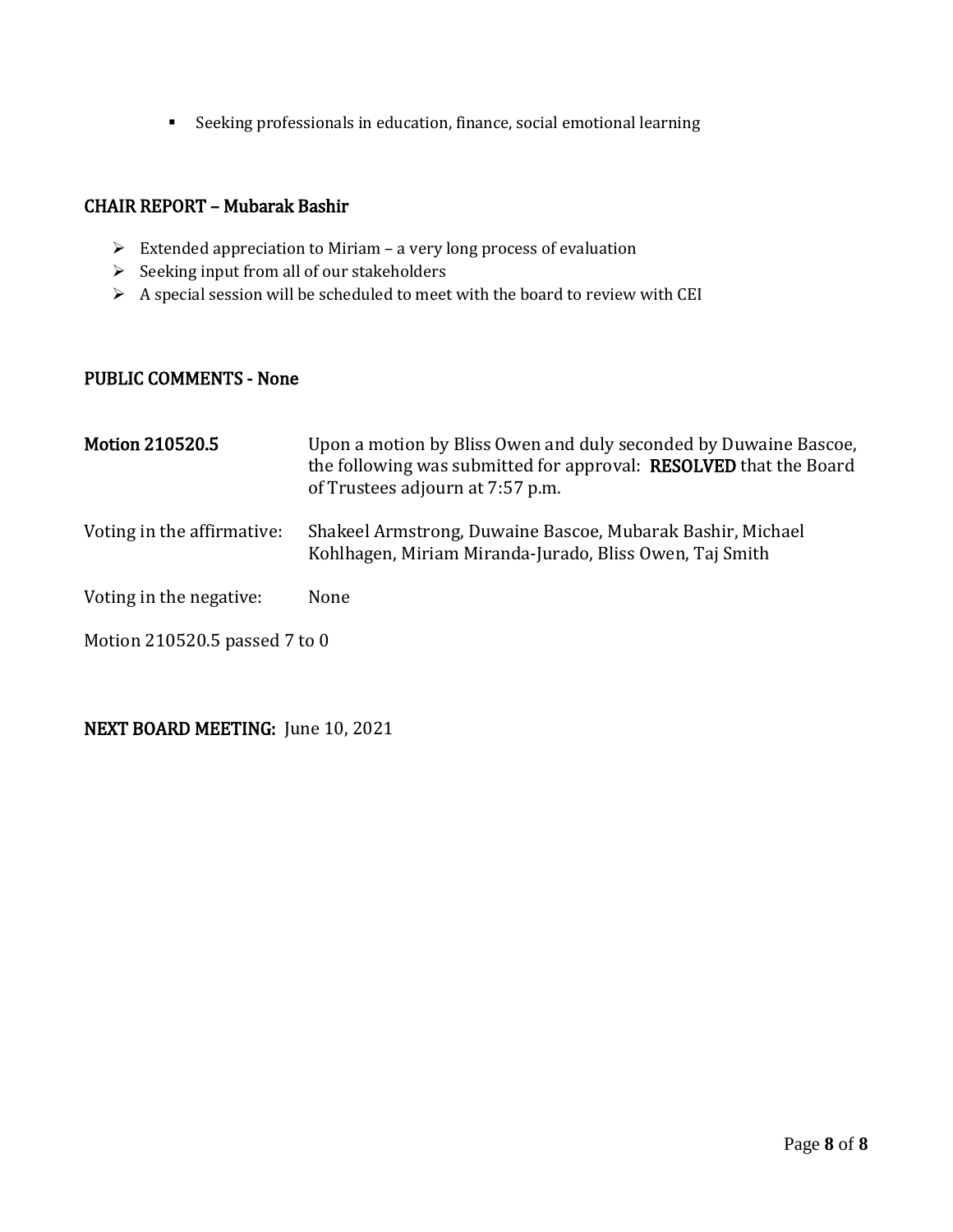- Seeking professionals in education, finance, social emotional learning

## CHAIR REPORT – Mubarak Bashir

- Extended appreciation to Miriam – a very long process of evaluation
- Seeking input from all of our stakeholders
- A special session will be scheduled to meet with the board to review with CEI

## PUBLIC COMMENTS - None

| | |
|---|---|
| **Motion 210520.5** | Upon a motion by Bliss Owen and duly seconded by Duwaine Bascoe, the following was submitted for approval: **RESOLVED** that the Board of Trustees adjourn at 7:57 p.m. |
| Voting in the affirmative: | Shakeel Armstrong, Duwaine Bascoe, Mubarak Bashir, Michael Kohlhagen, Miriam Miranda-Jurado, Bliss Owen, Taj Smith |
| Voting in the negative: | None |

Motion 210520.5 passed 7 to 0

**NEXT BOARD MEETING:** June 10, 2021